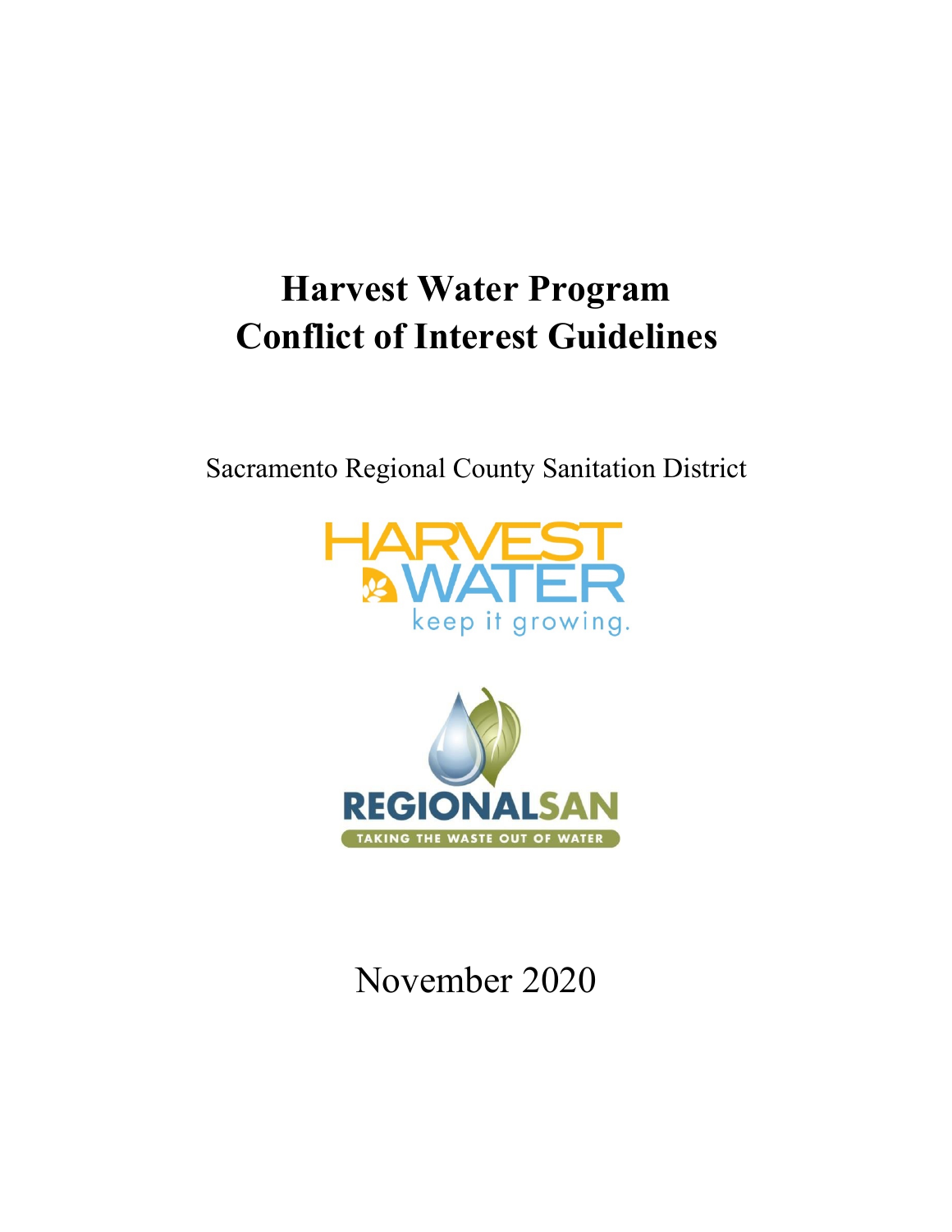# Harvest Water Program
# Conflict of Interest Guidelines

Sacramento Regional County Sanitation District

HARVEST WATER

keep it growing.

REGIONALSAN

TAKING THE WASTE OUT OF WATER

November 2020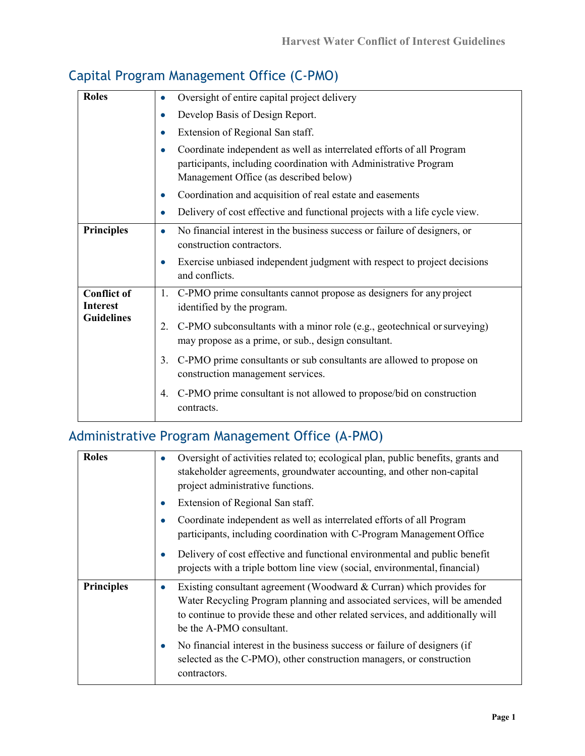## Capital Program Management Office (C-PMO)

| | |
|---|---|
| **Roles** | • Oversight of entire capital project delivery<br>• Develop Basis of Design Report.<br>• Extension of Regional San staff.<br>• Coordinate independent as well as interrelated efforts of all Program participants, including coordination with Administrative Program Management Office (as described below)<br>• Coordination and acquisition of real estate and easements<br>• Delivery of cost effective and functional projects with a life cycle view. |
| **Principles** | • No financial interest in the business success or failure of designers, or construction contractors.<br>• Exercise unbiased independent judgment with respect to project decisions and conflicts. |
| **Conflict of Interest Guidelines** | 1. C-PMO prime consultants cannot propose as designers for any project identified by the program.<br>2. C-PMO subconsultants with a minor role (e.g., geotechnical or surveying) may propose as a prime, or sub., design consultant.<br>3. C-PMO prime consultants or sub consultants are allowed to propose on construction management services.<br>4. C-PMO prime consultant is not allowed to propose/bid on construction contracts. |

## Administrative Program Management Office (A-PMO)

| | |
|---|---|
| **Roles** | • Oversight of activities related to; ecological plan, public benefits, grants and stakeholder agreements, groundwater accounting, and other non-capital project administrative functions.<br>• Extension of Regional San staff.<br>• Coordinate independent as well as interrelated efforts of all Program participants, including coordination with C-Program Management Office<br>• Delivery of cost effective and functional environmental and public benefit projects with a triple bottom line view (social, environmental, financial) |
| **Principles** | • Existing consultant agreement (Woodward & Curran) which provides for Water Recycling Program planning and associated services, will be amended to continue to provide these and other related services, and additionally will be the A-PMO consultant.<br>• No financial interest in the business success or failure of designers (if selected as the C-PMO), other construction managers, or construction contractors. |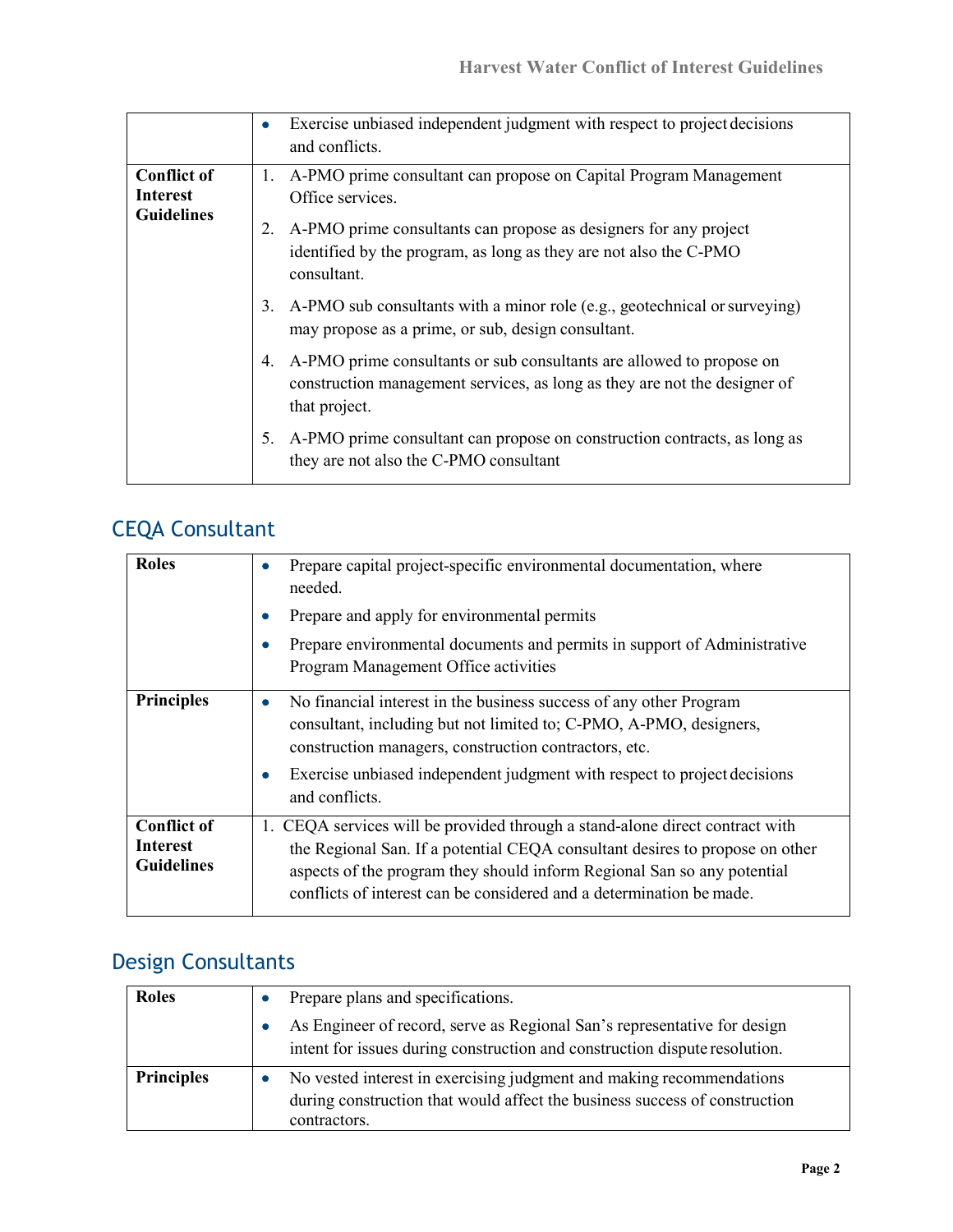| | |
|---|---|
| | • Exercise unbiased independent judgment with respect to project decisions and conflicts. |
| **Conflict of Interest Guidelines** | 1. A-PMO prime consultant can propose on Capital Program Management Office services.<br>2. A-PMO prime consultants can propose as designers for any project identified by the program, as long as they are not also the C-PMO consultant.<br>3. A-PMO sub consultants with a minor role (e.g., geotechnical or surveying) may propose as a prime, or sub, design consultant.<br>4. A-PMO prime consultants or sub consultants are allowed to propose on construction management services, as long as they are not the designer of that project.<br>5. A-PMO prime consultant can propose on construction contracts, as long as they are not also the C-PMO consultant |

## CEQA Consultant

| | |
|---|---|
| **Roles** | • Prepare capital project-specific environmental documentation, where needed.<br>• Prepare and apply for environmental permits<br>• Prepare environmental documents and permits in support of Administrative Program Management Office activities |
| **Principles** | • No financial interest in the business success of any other Program consultant, including but not limited to; C-PMO, A-PMO, designers, construction managers, construction contractors, etc.<br>• Exercise unbiased independent judgment with respect to project decisions and conflicts. |
| **Conflict of Interest Guidelines** | 1. CEQA services will be provided through a stand-alone direct contract with the Regional San. If a potential CEQA consultant desires to propose on other aspects of the program they should inform Regional San so any potential conflicts of interest can be considered and a determination be made. |

## Design Consultants

| | |
|---|---|
| **Roles** | • Prepare plans and specifications.<br>• As Engineer of record, serve as Regional San's representative for design intent for issues during construction and construction dispute resolution. |
| **Principles** | • No vested interest in exercising judgment and making recommendations during construction that would affect the business success of construction contractors. |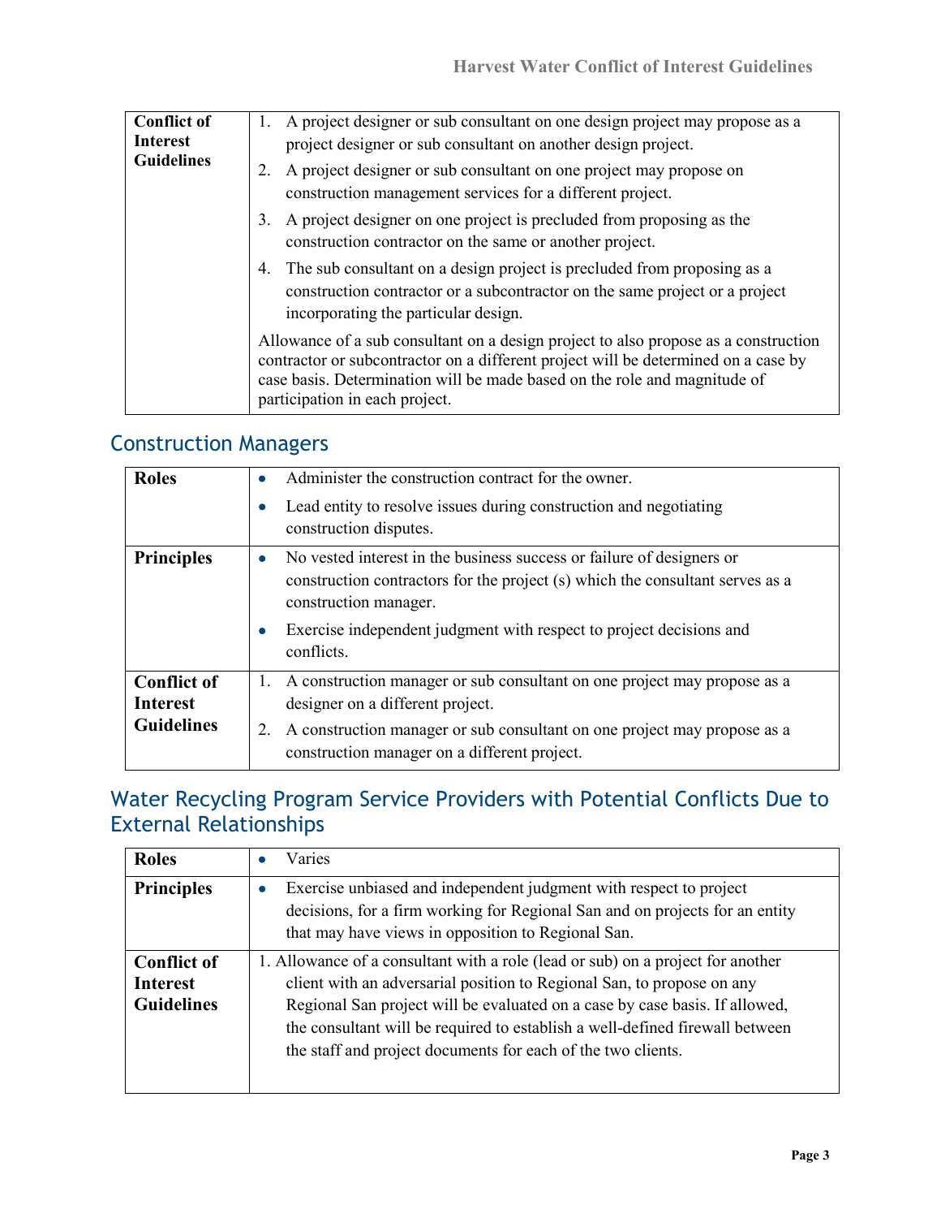| | |
|---|---|
| **Conflict of Interest Guidelines** | 1. A project designer or sub consultant on one design project may propose as a project designer or sub consultant on another design project.<br>2. A project designer or sub consultant on one project may propose on construction management services for a different project.<br>3. A project designer on one project is precluded from proposing as the construction contractor on the same or another project.<br>4. The sub consultant on a design project is precluded from proposing as a construction contractor or a subcontractor on the same project or a project incorporating the particular design.<br><br>Allowance of a sub consultant on a design project to also propose as a construction contractor or subcontractor on a different project will be determined on a case by case basis. Determination will be made based on the role and magnitude of participation in each project. |

## Construction Managers

| | |
|---|---|
| **Roles** | • Administer the construction contract for the owner.<br>• Lead entity to resolve issues during construction and negotiating construction disputes. |
| **Principles** | • No vested interest in the business success or failure of designers or construction contractors for the project (s) which the consultant serves as a construction manager.<br>• Exercise independent judgment with respect to project decisions and conflicts. |
| **Conflict of Interest Guidelines** | 1. A construction manager or sub consultant on one project may propose as a designer on a different project.<br>2. A construction manager or sub consultant on one project may propose as a construction manager on a different project. |

## Water Recycling Program Service Providers with Potential Conflicts Due to External Relationships

| | |
|---|---|
| **Roles** | • Varies |
| **Principles** | • Exercise unbiased and independent judgment with respect to project decisions, for a firm working for Regional San and on projects for an entity that may have views in opposition to Regional San. |
| **Conflict of Interest Guidelines** | 1. Allowance of a consultant with a role (lead or sub) on a project for another client with an adversarial position to Regional San, to propose on any Regional San project will be evaluated on a case by case basis. If allowed, the consultant will be required to establish a well-defined firewall between the staff and project documents for each of the two clients. |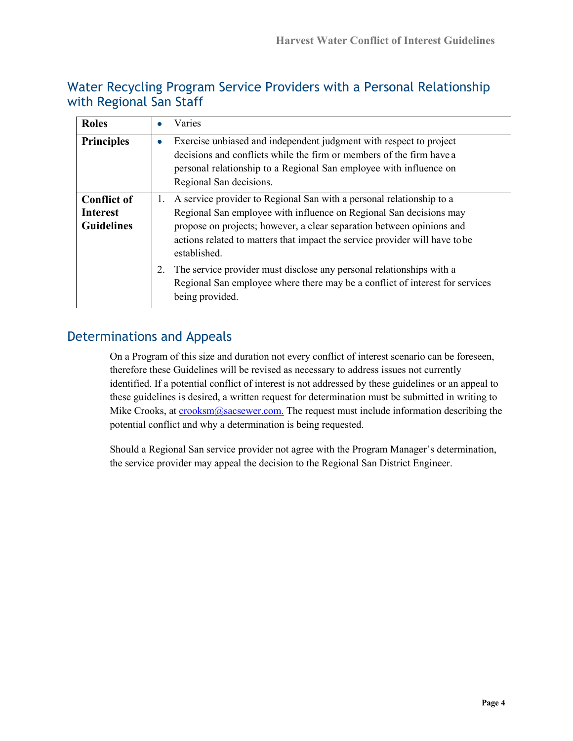## Water Recycling Program Service Providers with a Personal Relationship with Regional San Staff

| | |
|---|---|
| **Roles** | • Varies |
| **Principles** | • Exercise unbiased and independent judgment with respect to project decisions and conflicts while the firm or members of the firm have a personal relationship to a Regional San employee with influence on Regional San decisions. |
| **Conflict of Interest Guidelines** | 1. A service provider to Regional San with a personal relationship to a Regional San employee with influence on Regional San decisions may propose on projects; however, a clear separation between opinions and actions related to matters that impact the service provider will have to be established.<br>2. The service provider must disclose any personal relationships with a Regional San employee where there may be a conflict of interest for services being provided. |

## Determinations and Appeals

On a Program of this size and duration not every conflict of interest scenario can be foreseen, therefore these Guidelines will be revised as necessary to address issues not currently identified. If a potential conflict of interest is not addressed by these guidelines or an appeal to these guidelines is desired, a written request for determination must be submitted in writing to Mike Crooks, at crooksm@sacsewer.com. The request must include information describing the potential conflict and why a determination is being requested.

Should a Regional San service provider not agree with the Program Manager's determination, the service provider may appeal the decision to the Regional San District Engineer.